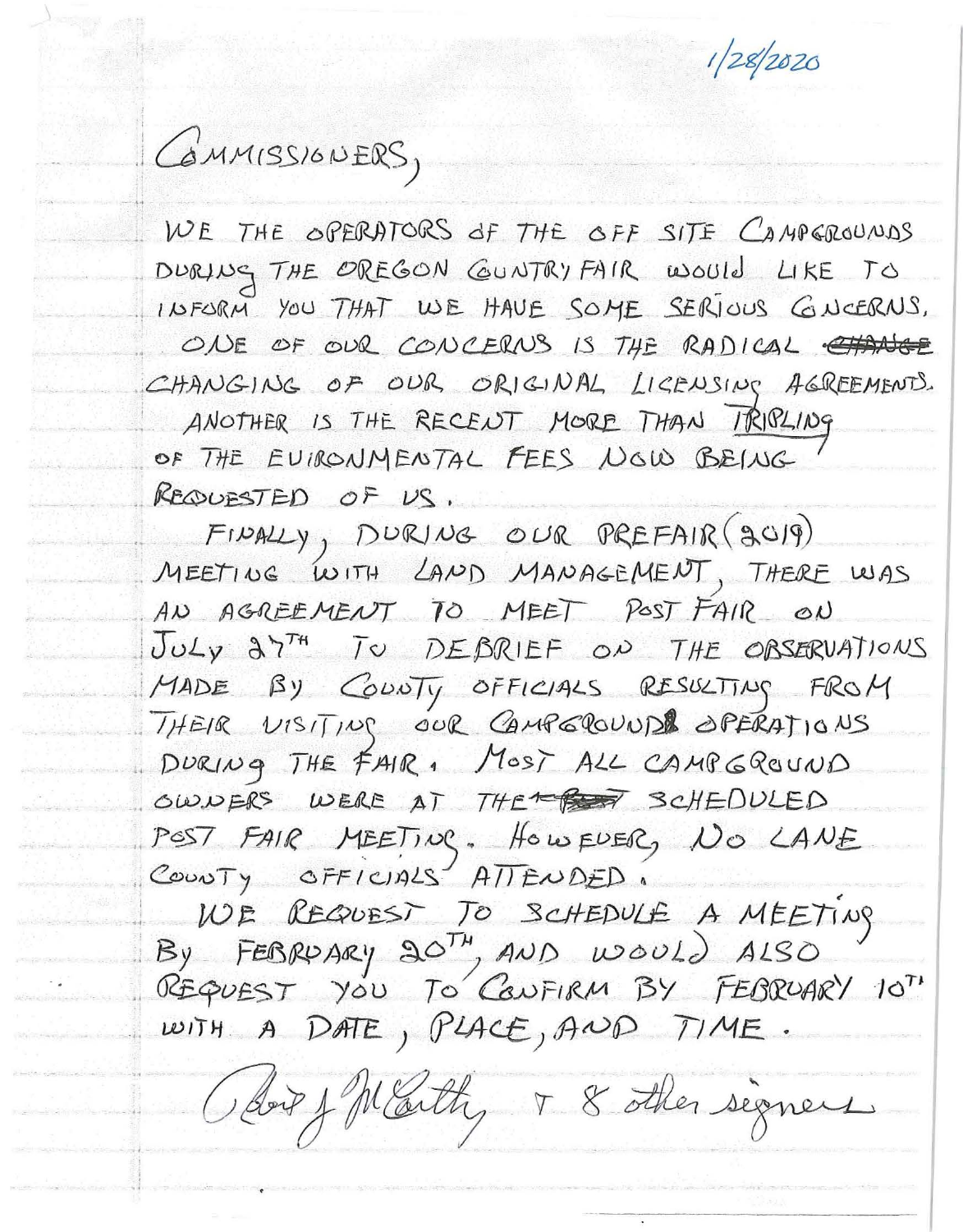1/28/2020

COMMISSIONERS,

WE THE OPERATORS OF THE OFF SITE CAMPGROUNDS DURING THE OREGON COUNTRY FAIR WOULD LIKE TO INFORM YOU THAT WE HAVE SOME SERIOUS CONCERNS.

ONE OF OUR CONCERNS IS THE RADICAL ~~CHANGE~~ CHANGING OF OUR ORIGINAL LICENSING AGREEMENTS.

ANOTHER IS THE RECENT MORE THAN TRIPLING OF THE ENVIRONMENTAL FEES NOW BEING REQUESTED OF US.

FINALLY, DURING OUR PREFAIR (2019) MEETING WITH LAND MANAGEMENT, THERE WAS AN AGREEMENT TO MEET POST FAIR ON JULY 27TH TO DEBRIEF ON THE OBSERVATIONS MADE BY COUNTY OFFICIALS RESULTING FROM THEIR VISITING OUR CAMPGROUNDS OPERATIONS DURING THE FAIR. MOST ALL CAMPGROUND OWNERS WERE AT THE ~~POST~~ SCHEDULED POST FAIR MEETING. HOWEVER, NO LANE COUNTY OFFICIALS ATTENDED.

WE REQUEST TO SCHEDULE A MEETING BY FEBRUARY 20TH, AND WOULD ALSO REQUEST YOU TO CONFIRM BY FEBRUARY 10TH WITH A DATE, PLACE, AND TIME.

Robert J McCarthy + 8 other signers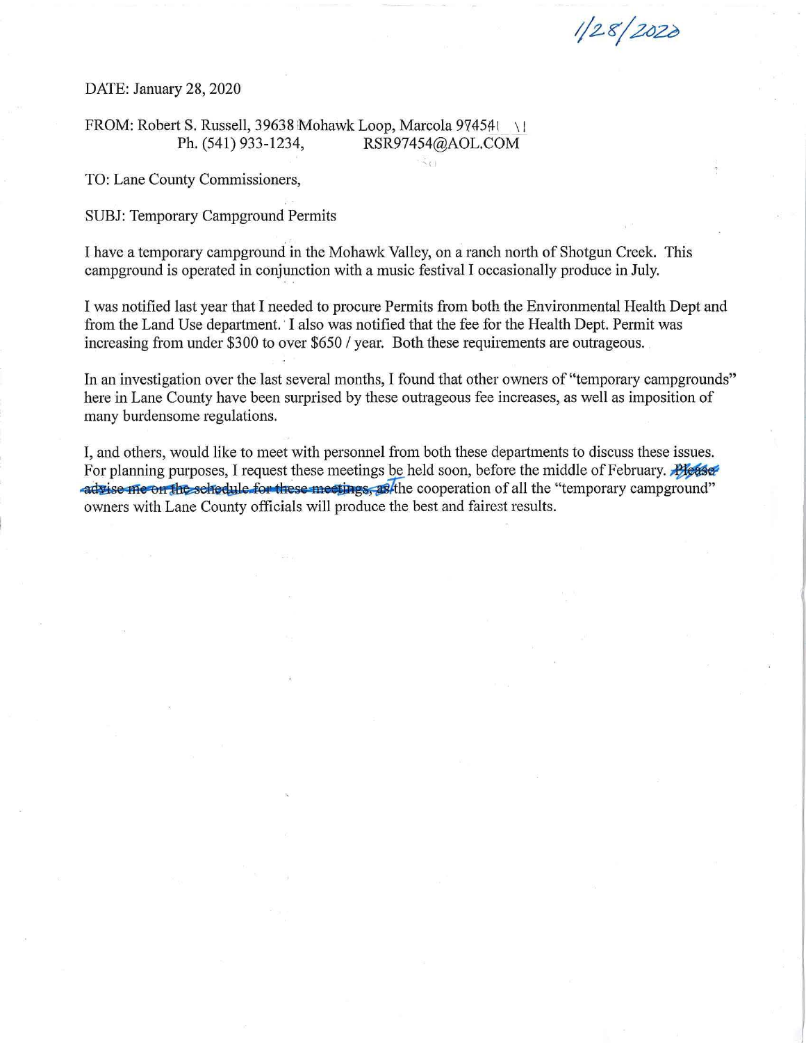1/28/2020

DATE: January 28, 2020

FROM: Robert S. Russell, 39638 Mohawk Loop, Marcola 97454
Ph. (541) 933-1234, RSR97454@AOL.COM

TO: Lane County Commissioners,

SUBJ: Temporary Campground Permits

I have a temporary campground in the Mohawk Valley, on a ranch north of Shotgun Creek. This campground is operated in conjunction with a music festival I occasionally produce in July.

I was notified last year that I needed to procure Permits from both the Environmental Health Dept and from the Land Use department. I also was notified that the fee for the Health Dept. Permit was increasing from under $300 to over $650 / year. Both these requirements are outrageous.

In an investigation over the last several months, I found that other owners of "temporary campgrounds" here in Lane County have been surprised by these outrageous fee increases, as well as imposition of many burdensome regulations.

I, and others, would like to meet with personnel from both these departments to discuss these issues. For planning purposes, I request these meetings be held soon, before the middle of February. ~~Please advise me on the schedule for these meetings, as~~ The cooperation of all the "temporary campground" owners with Lane County officials will produce the best and fairest results.